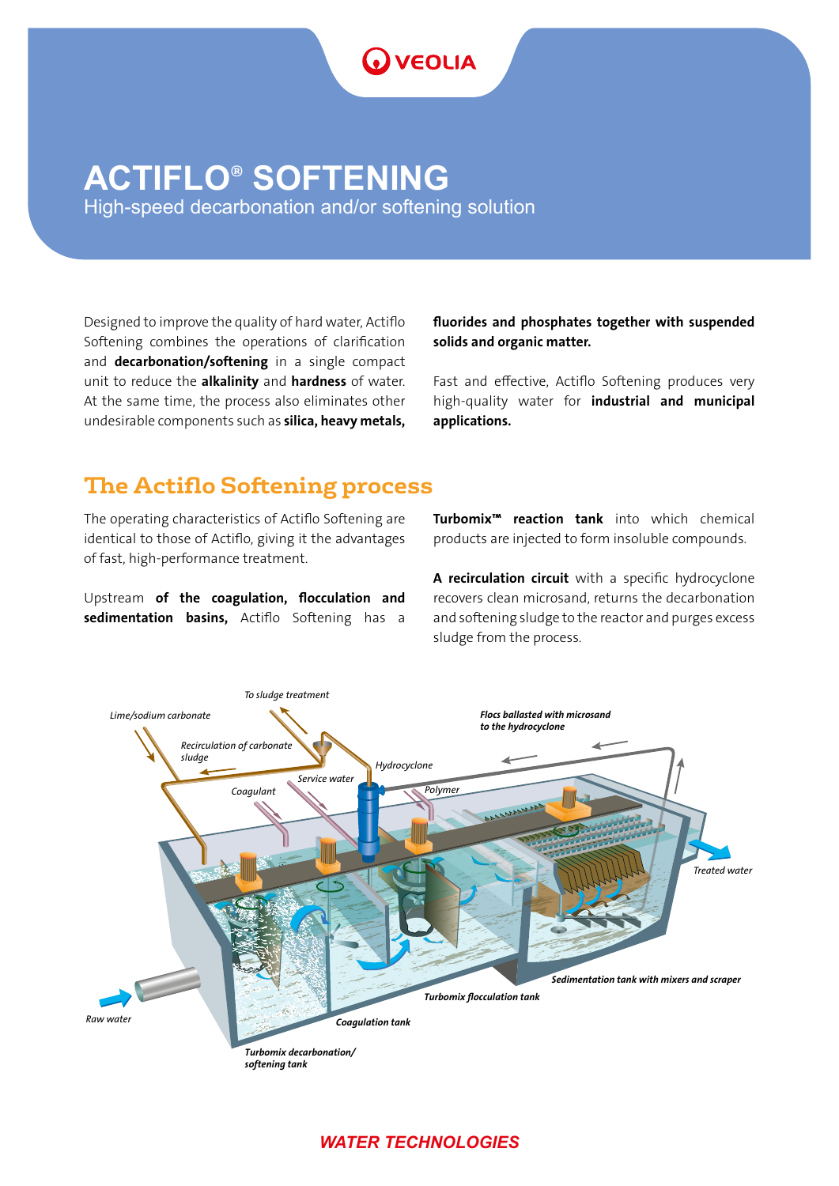# ACTIFLO® SOFTENING

High-speed decarbonation and/or softening solution

Designed to improve the quality of hard water, Actiflo Softening combines the operations of clarification and **decarbonation/softening** in a single compact unit to reduce the **alkalinity** and **hardness** of water. At the same time, the process also eliminates other undesirable components such as **silica, heavy metals, fluorides and phosphates together with suspended solids and organic matter.**

Fast and effective, Actiflo Softening produces very high-quality water for **industrial and municipal applications.**

## The Actiflo Softening process

The operating characteristics of Actiflo Softening are identical to those of Actiflo, giving it the advantages of fast, high-performance treatment.

Upstream **of the coagulation, flocculation and sedimentation basins,** Actiflo Softening has a **Turbomix™ reaction tank** into which chemical products are injected to form insoluble compounds.

**A recirculation circuit** with a specific hydrocyclone recovers clean microsand, returns the decarbonation and softening sludge to the reactor and purges excess sludge from the process.

*To sludge treatment*

*Lime/sodium carbonate*

*Recirculation of carbonate sludge*

*Coagulant*

*Service water*

*Hydrocyclone*

*Polymer*

*Flocs ballasted with microsand to the hydrocyclone*

*Treated water*

*Sedimentation tank with mixers and scraper*

*Turbomix flocculation tank*

*Coagulation tank*

*Raw water*

*Turbomix decarbonation/softening tank*

WATER TECHNOLOGIES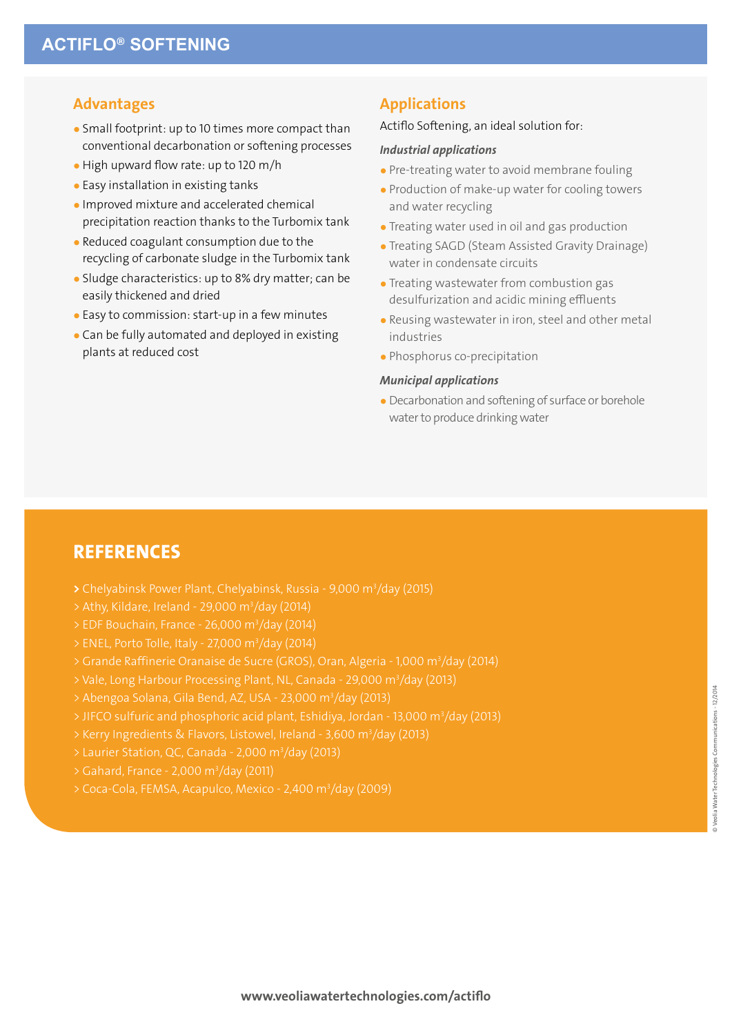# ACTIFLO® SOFTENING

## Advantages

- Small footprint: up to 10 times more compact than conventional decarbonation or softening processes
- High upward flow rate: up to 120 m/h
- Easy installation in existing tanks
- Improved mixture and accelerated chemical precipitation reaction thanks to the Turbomix tank
- Reduced coagulant consumption due to the recycling of carbonate sludge in the Turbomix tank
- Sludge characteristics: up to 8% dry matter; can be easily thickened and dried
- Easy to commission: start-up in a few minutes
- Can be fully automated and deployed in existing plants at reduced cost

## Applications

Actiflo Softening, an ideal solution for:

***Industrial applications***

- Pre-treating water to avoid membrane fouling
- Production of make-up water for cooling towers and water recycling
- Treating water used in oil and gas production
- Treating SAGD (Steam Assisted Gravity Drainage) water in condensate circuits
- Treating wastewater from combustion gas desulfurization and acidic mining effluents
- Reusing wastewater in iron, steel and other metal industries
- Phosphorus co-precipitation

***Municipal applications***

- Decarbonation and softening of surface or borehole water to produce drinking water

## REFERENCES

> Chelyabinsk Power Plant, Chelyabinsk, Russia - 9,000 $m^3$/day (2015)
> Athy, Kildare, Ireland - 29,000 $m^3$/day (2014)
> EDF Bouchain, France - 26,000 $m^3$/day (2014)
> ENEL, Porto Tolle, Italy - 27,000 $m^3$/day (2014)
> Grande Raffinerie Oranaise de Sucre (GROS), Oran, Algeria - 1,000 $m^3$/day (2014)
> Vale, Long Harbour Processing Plant, NL, Canada - 29,000 $m^3$/day (2013)
> Abengoa Solana, Gila Bend, AZ, USA - 23,000 $m^3$/day (2013)
> JIFCO sulfuric and phosphoric acid plant, Eshidiya, Jordan - 13,000 $m^3$/day (2013)
> Kerry Ingredients & Flavors, Listowel, Ireland - 3,600 $m^3$/day (2013)
> Laurier Station, QC, Canada - 2,000 $m^3$/day (2013)
> Gahard, France - 2,000 $m^3$/day (2011)
> Coca-Cola, FEMSA, Acapulco, Mexico - 2,400 $m^3$/day (2009)

© Veolia Water Technologies Communications - 12/2014

www.veoliawatertechnologies.com/actiflo